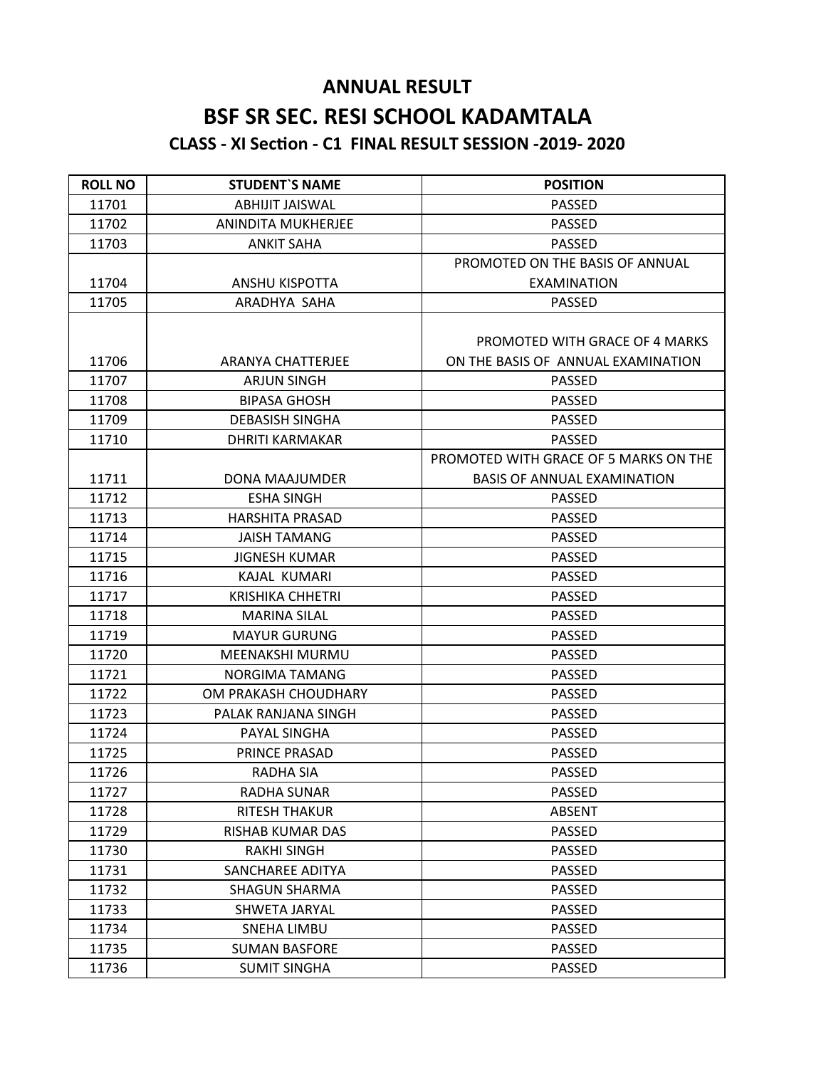# ANNUAL RESULT

# BSF SR SEC. RESI SCHOOL KADAMTALA

### CLASS - XI Section - C1 FINAL RESULT SESSION -2019- 2020

| ROLL NO | STUDENT`S NAME | POSITION |
|---|---|---|
| 11701 | ABHIJIT JAISWAL | PASSED |
| 11702 | ANINDITA MUKHERJEE | PASSED |
| 11703 | ANKIT SAHA | PASSED |
| 11704 | ANSHU KISPOTTA | PROMOTED ON THE BASIS OF ANNUAL EXAMINATION |
| 11705 | ARADHYA SAHA | PASSED |
| 11706 | ARANYA CHATTERJEE | PROMOTED WITH GRACE OF 4 MARKS ON THE BASIS OF ANNUAL EXAMINATION |
| 11707 | ARJUN SINGH | PASSED |
| 11708 | BIPASA GHOSH | PASSED |
| 11709 | DEBASISH SINGHA | PASSED |
| 11710 | DHRITI KARMAKAR | PASSED |
| 11711 | DONA MAAJUMDER | PROMOTED WITH GRACE OF 5 MARKS ON THE BASIS OF ANNUAL EXAMINATION |
| 11712 | ESHA SINGH | PASSED |
| 11713 | HARSHITA PRASAD | PASSED |
| 11714 | JAISH TAMANG | PASSED |
| 11715 | JIGNESH KUMAR | PASSED |
| 11716 | KAJAL KUMARI | PASSED |
| 11717 | KRISHIKA CHHETRI | PASSED |
| 11718 | MARINA SILAL | PASSED |
| 11719 | MAYUR GURUNG | PASSED |
| 11720 | MEENAKSHI MURMU | PASSED |
| 11721 | NORGIMA TAMANG | PASSED |
| 11722 | OM PRAKASH CHOUDHARY | PASSED |
| 11723 | PALAK RANJANA SINGH | PASSED |
| 11724 | PAYAL SINGHA | PASSED |
| 11725 | PRINCE PRASAD | PASSED |
| 11726 | RADHA SIA | PASSED |
| 11727 | RADHA SUNAR | PASSED |
| 11728 | RITESH THAKUR | ABSENT |
| 11729 | RISHAB KUMAR DAS | PASSED |
| 11730 | RAKHI SINGH | PASSED |
| 11731 | SANCHAREE ADITYA | PASSED |
| 11732 | SHAGUN SHARMA | PASSED |
| 11733 | SHWETA JARYAL | PASSED |
| 11734 | SNEHA LIMBU | PASSED |
| 11735 | SUMAN BASFORE | PASSED |
| 11736 | SUMIT SINGHA | PASSED |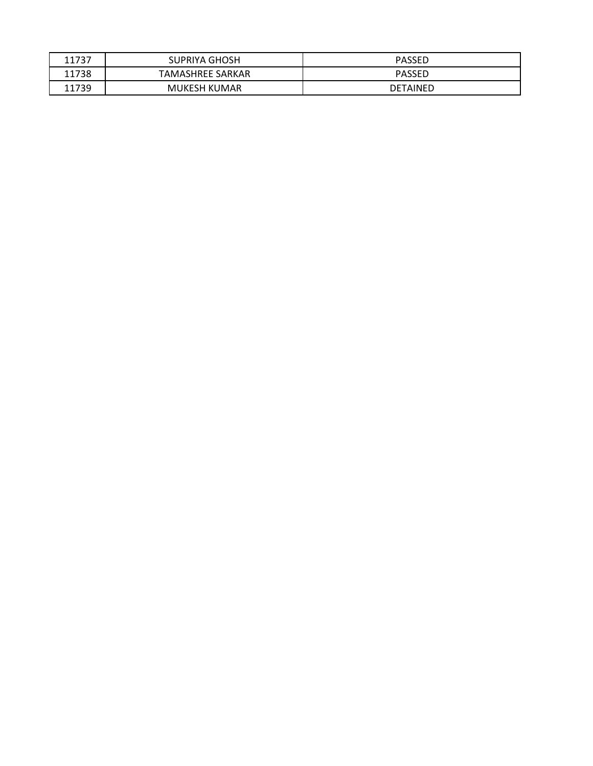| | | |
|---|---|---|
| 11737 | SUPRIYA GHOSH | PASSED |
| 11738 | TAMASHREE SARKAR | PASSED |
| 11739 | MUKESH KUMAR | DETAINED |